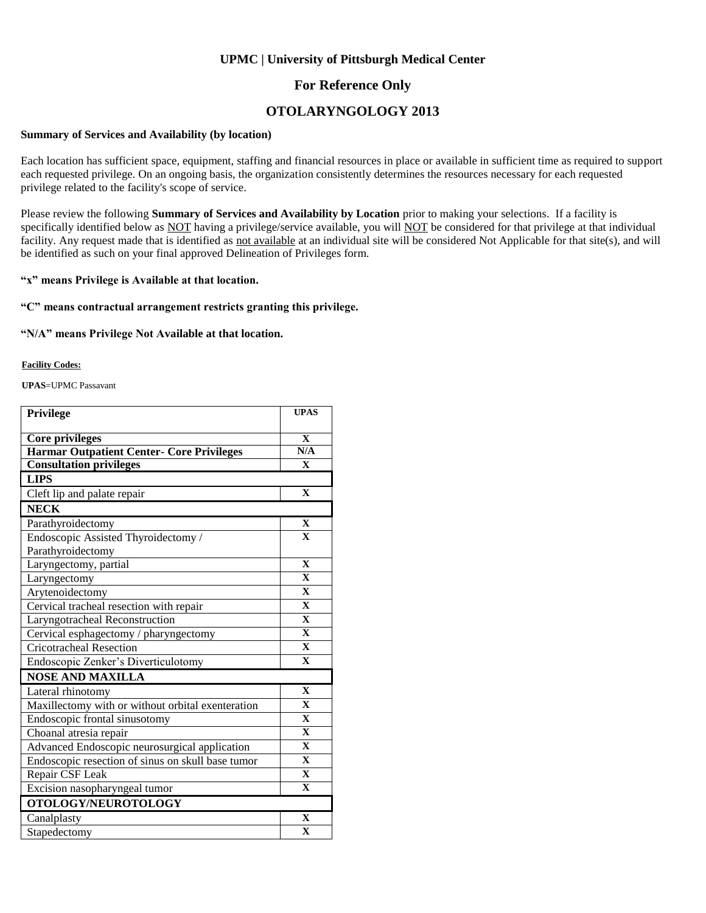**UPMC | University of Pittsburgh Medical Center**

## For Reference Only

# OTOLARYNGOLOGY 2013

**Summary of Services and Availability (by location)**

Each location has sufficient space, equipment, staffing and financial resources in place or available in sufficient time as required to support each requested privilege. On an ongoing basis, the organization consistently determines the resources necessary for each requested privilege related to the facility's scope of service.

Please review the following **Summary of Services and Availability by Location** prior to making your selections. If a facility is specifically identified below as NOT having a privilege/service available, you will NOT be considered for that privilege at that individual facility. Any request made that is identified as not available at an individual site will be considered Not Applicable for that site(s), and will be identified as such on your final approved Delineation of Privileges form.

**"x" means Privilege is Available at that location.**

**"C" means contractual arrangement restricts granting this privilege.**

**"N/A" means Privilege Not Available at that location.**

**Facility Codes:**

**UPAS**=UPMC Passavant

| Privilege | UPAS |
|---|---|
| **Core privileges** | X |
| **Harmar Outpatient Center- Core Privileges** | N/A |
| **Consultation privileges** | X |
| **LIPS** | |
| Cleft lip and palate repair | X |
| **NECK** | |
| Parathyroidectomy | X |
| Endoscopic Assisted Thyroidectomy / Parathyroidectomy | X |
| Laryngectomy, partial | X |
| Laryngectomy | X |
| Arytenoidectomy | X |
| Cervical tracheal resection with repair | X |
| Laryngotracheal Reconstruction | X |
| Cervical esphagectomy / pharyngectomy | X |
| Cricotracheal Resection | X |
| Endoscopic Zenker's Diverticulotomy | X |
| **NOSE AND MAXILLA** | |
| Lateral rhinotomy | X |
| Maxillectomy with or without orbital exenteration | X |
| Endoscopic frontal sinusotomy | X |
| Choanal atresia repair | X |
| Advanced Endoscopic neurosurgical application | X |
| Endoscopic resection of sinus on skull base tumor | X |
| Repair CSF Leak | X |
| Excision nasopharyngeal tumor | X |
| **OTOLOGY/NEUROTOLOGY** | |
| Canalplasty | X |
| Stapedectomy | X |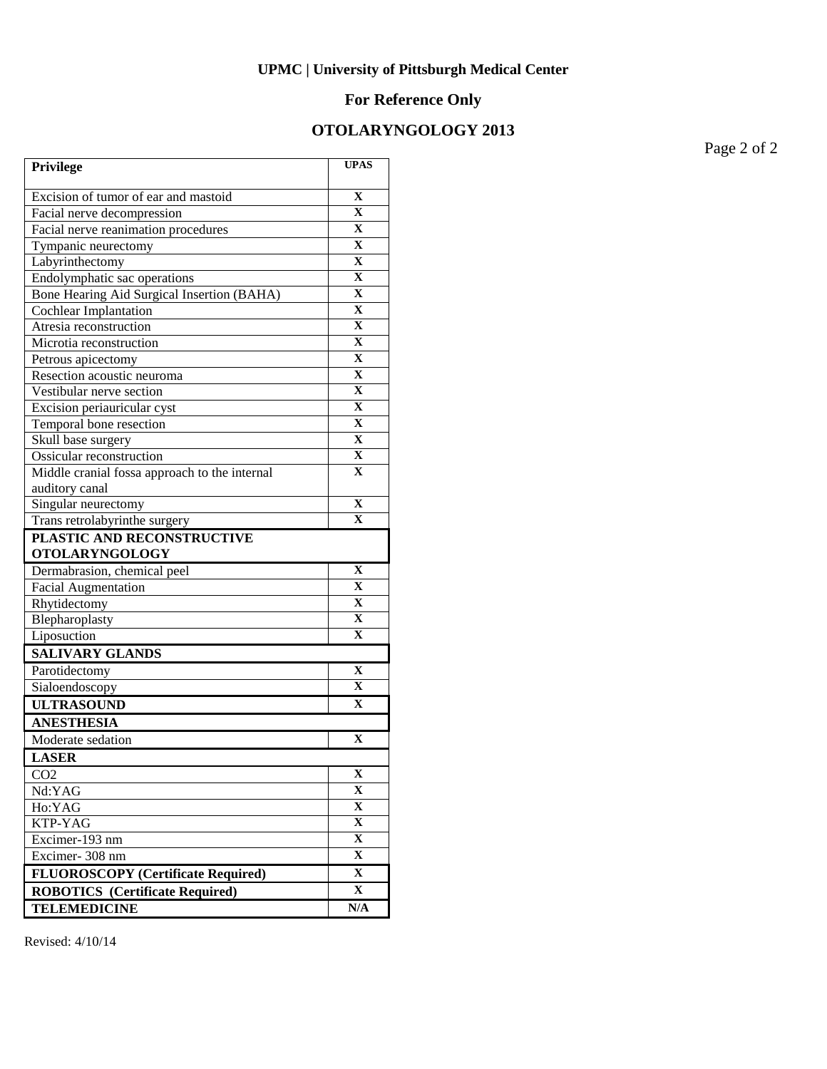**UPMC | University of Pittsburgh Medical Center**

**For Reference Only**

**OTOLARYNGOLOGY 2013**

| Privilege | UPAS |
|---|---|
| Excision of tumor of ear and mastoid | X |
| Facial nerve decompression | X |
| Facial nerve reanimation procedures | X |
| Tympanic neurectomy | X |
| Labyrinthectomy | X |
| Endolymphatic sac operations | X |
| Bone Hearing Aid Surgical Insertion (BAHA) | X |
| Cochlear Implantation | X |
| Atresia reconstruction | X |
| Microtia reconstruction | X |
| Petrous apicectomy | X |
| Resection acoustic neuroma | X |
| Vestibular nerve section | X |
| Excision periauricular cyst | X |
| Temporal bone resection | X |
| Skull base surgery | X |
| Ossicular reconstruction | X |
| Middle cranial fossa approach to the internal auditory canal | X |
| Singular neurectomy | X |
| Trans retrolabyrinthe surgery | X |
| **PLASTIC AND RECONSTRUCTIVE OTOLARYNGOLOGY** | |
| Dermabrasion, chemical peel | X |
| Facial Augmentation | X |
| Rhytidectomy | X |
| Blepharoplasty | X |
| Liposuction | X |
| **SALIVARY GLANDS** | |
| Parotidectomy | X |
| Sialoendoscopy | X |
| **ULTRASOUND** | X |
| **ANESTHESIA** | |
| Moderate sedation | X |
| **LASER** | |
| CO2 | X |
| Nd:YAG | X |
| Ho:YAG | X |
| KTP-YAG | X |
| Excimer-193 nm | X |
| Excimer- 308 nm | X |
| **FLUOROSCOPY (Certificate Required)** | X |
| **ROBOTICS (Certificate Required)** | X |
| **TELEMEDICINE** | N/A |

Revised: 4/10/14